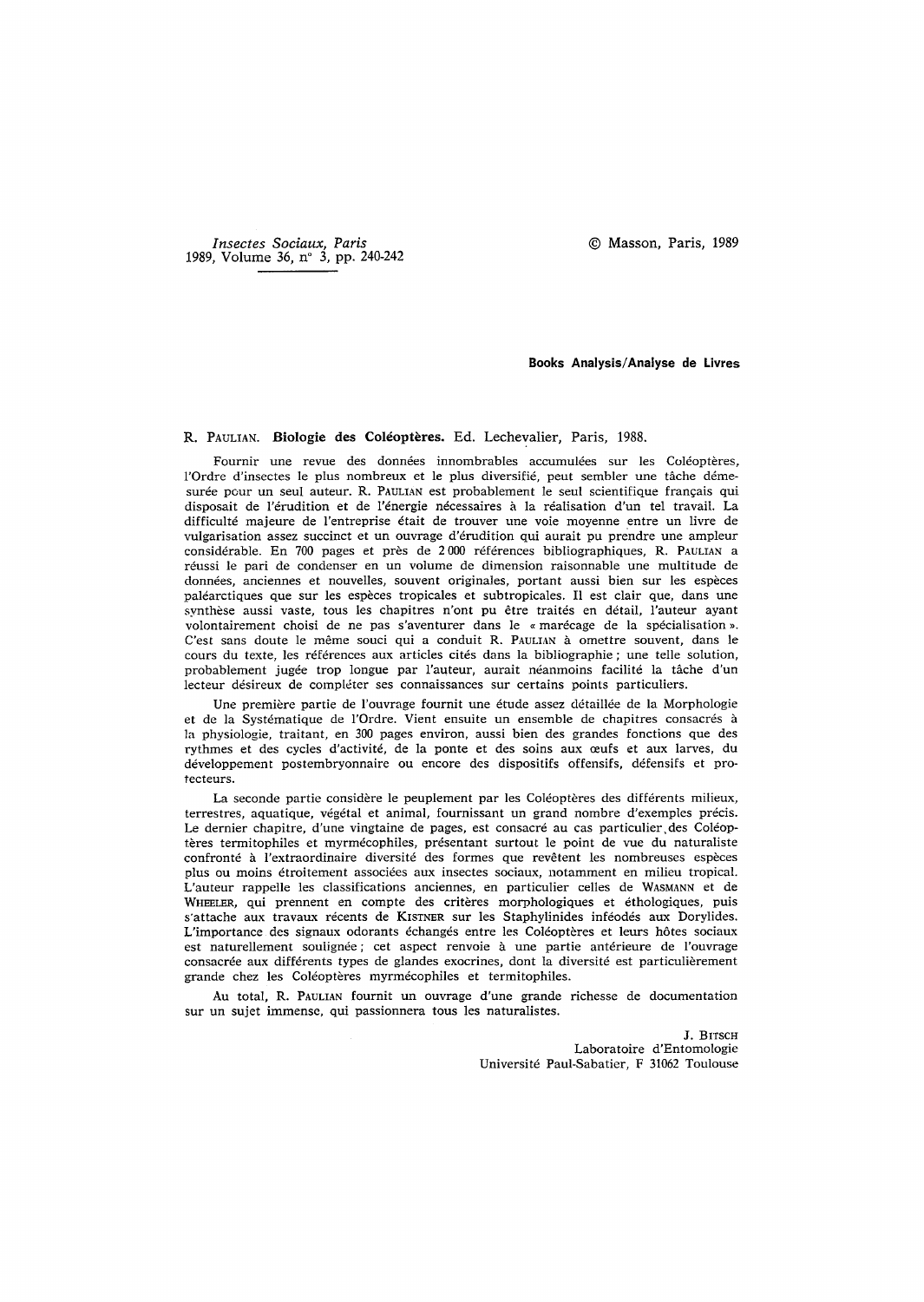**Books Analysis/Analyse de Livres**

R. PAULIAN. **Biologie des Coléoptères.** Ed. Lechevalier, Paris, 1988.

Fournir une revue des données innombrables accumulées sur les Coléoptères, l'Ordre d'insectes le plus nombreux et le plus diversifié, peut sembler une tâche démesurée pour un seul auteur. R. PAULIAN est probablement le seul scientifique français qui disposait de l'érudition et de l'énergie nécessaires à la réalisation d'un tel travail. La difficulté majeure de l'entreprise était de trouver une voie moyenne entre un livre de vulgarisation assez succinct et un ouvrage d'érudition qui aurait pu prendre une ampleur considérable. En 700 pages et près de 2 000 références bibliographiques, R. PAULIAN a réussi le pari de condenser en un volume de dimension raisonnable une multitude de données, anciennes et nouvelles, souvent originales, portant aussi bien sur les espèces paléarctiques que sur les espèces tropicales et subtropicales. Il est clair que, dans une synthèse aussi vaste, tous les chapitres n'ont pu être traités en détail, l'auteur ayant volontairement choisi de ne pas s'aventurer dans le « marécage de la spécialisation ». C'est sans doute le même souci qui a conduit R. PAULIAN à omettre souvent, dans le cours du texte, les références aux articles cités dans la bibliographie ; une telle solution, probablement jugée trop longue par l'auteur, aurait néanmoins facilité la tâche d'un lecteur désireux de compléter ses connaissances sur certains points particuliers.

Une première partie de l'ouvrage fournit une étude assez détaillée de la Morphologie et de la Systématique de l'Ordre. Vient ensuite un ensemble de chapitres consacrés à la physiologie, traitant, en 300 pages environ, aussi bien des grandes fonctions que des rythmes et des cycles d'activité, de la ponte et des soins aux œufs et aux larves, du développement postembryonnaire ou encore des dispositifs offensifs, défensifs et protecteurs.

La seconde partie considère le peuplement par les Coléoptères des différents milieux, terrestres, aquatique, végétal et animal, fournissant un grand nombre d'exemples précis. Le dernier chapitre, d'une vingtaine de pages, est consacré au cas particulier des Coléoptères termitophiles et myrmécophiles, présentant surtout le point de vue du naturaliste confronté à l'extraordinaire diversité des formes que revêtent les nombreuses espèces plus ou moins étroitement associées aux insectes sociaux, notamment en milieu tropical. L'auteur rappelle les classifications anciennes, en particulier celles de WASMANN et de WHEELER, qui prennent en compte des critères morphologiques et éthologiques, puis s'attache aux travaux récents de KISTNER sur les Staphylinides inféodés aux Dorylides. L'importance des signaux odorants échangés entre les Coléoptères et leurs hôtes sociaux est naturellement soulignée ; cet aspect renvoie à une partie antérieure de l'ouvrage consacrée aux différents types de glandes exocrines, dont la diversité est particulièrement grande chez les Coléoptères myrmécophiles et termitophiles.

Au total, R. PAULIAN fournit un ouvrage d'une grande richesse de documentation sur un sujet immense, qui passionnera tous les naturalistes.

J. BITSCH
Laboratoire d'Entomologie
Université Paul-Sabatier, F 31062 Toulouse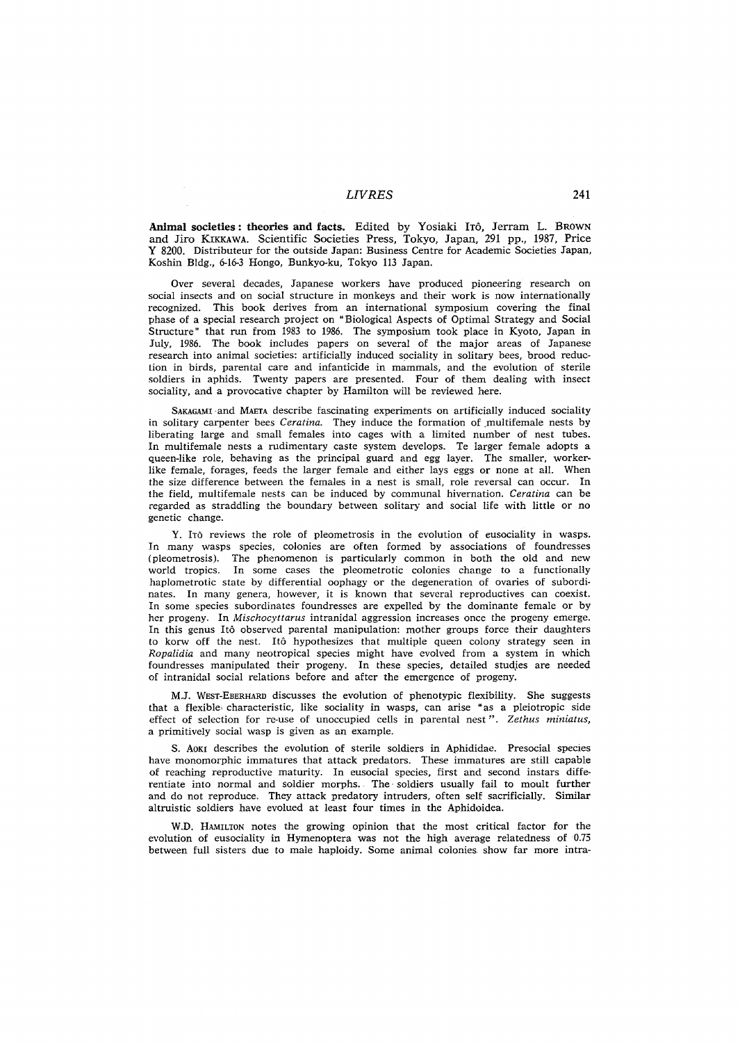**Animal societies: theories and facts.** Edited by Yosiaki ITÔ, Jerram L. BROWN and Jiro KIKKAWA. Scientific Societies Press, Tokyo, Japan, 291 pp., 1987, Price Y 8200. Distributeur for the outside Japan: Business Centre for Academic Societies Japan, Koshin Bldg., 6-16-3 Hongo, Bunkyo-ku, Tokyo 113 Japan.

Over several decades, Japanese workers have produced pioneering research on social insects and on social structure in monkeys and their work is now internationally recognized. This book derives from an international symposium covering the final phase of a special research project on "Biological Aspects of Optimal Strategy and Social Structure" that run from 1983 to 1986. The symposium took place in Kyoto, Japan in July, 1986. The book includes papers on several of the major areas of Japanese research into animal societies: artificially induced sociality in solitary bees, brood reduction in birds, parental care and infanticide in mammals, and the evolution of sterile soldiers in aphids. Twenty papers are presented. Four of them dealing with insect sociality, and a provocative chapter by Hamilton will be reviewed here.

SAKAGAMI and MAETA describe fascinating experiments on artificially induced sociality in solitary carpenter bees *Ceratina*. They induce the formation of multifemale nests by liberating large and small females into cages with a limited number of nest tubes. In multifemale nests a rudimentary caste system develops. Te larger female adopts a queen-like role, behaving as the principal guard and egg layer. The smaller, worker-like female, forages, feeds the larger female and either lays eggs or none at all. When the size difference between the females in a nest is small, role reversal can occur. In the field, multifemale nests can be induced by communal hivernation. *Ceratina* can be regarded as straddling the boundary between solitary and social life with little or no genetic change.

Y. ITÔ reviews the role of pleometrosis in the evolution of eusociality in wasps. In many wasps species, colonies are often formed by associations of foundresses (pleometrosis). The phenomenon is particularly common in both the old and new world tropics. In some cases the pleometrotic colonies change to a functionally haplometrotic state by differential oophagy or the degeneration of ovaries of subordinates. In many genera, however, it is known that several reproductives can coexist. In some species subordinates foundresses are expelled by the dominante female or by her progeny. In *Mischocyttarus* intranidal aggression increases once the progeny emerge. In this genus Itô observed parental manipulation: mother groups force their daughters to korw off the nest. Itô hypothesizes that multiple queen colony strategy seen in *Ropalidia* and many neotropical species might have evolved from a system in which foundresses manipulated their progeny. In these species, detailed studies are needed of intranidal social relations before and after the emergence of progeny.

M.J. WEST-EBERHARD discusses the evolution of phenotypic flexibility. She suggests that a flexible characteristic, like sociality in wasps, can arise "as a pleiotropic side effect of selection for re-use of unoccupied cells in parental nest". *Zethus miniatus*, a primitively social wasp is given as an example.

S. AOKI describes the evolution of sterile soldiers in Aphididae. Presocial species have monomorphic immatures that attack predators. These immatures are still capable of reaching reproductive maturity. In eusocial species, first and second instars differentiate into normal and soldier morphs. The soldiers usually fail to moult further and do not reproduce. They attack predatory intruders, often self sacrificially. Similar altruistic soldiers have evolued at least four times in the Aphidoidea.

W.D. HAMILTON notes the growing opinion that the most critical factor for the evolution of eusociality in Hymenoptera was not the high average relatedness of 0.75 between full sisters due to male haploidy. Some animal colonies show far more intra-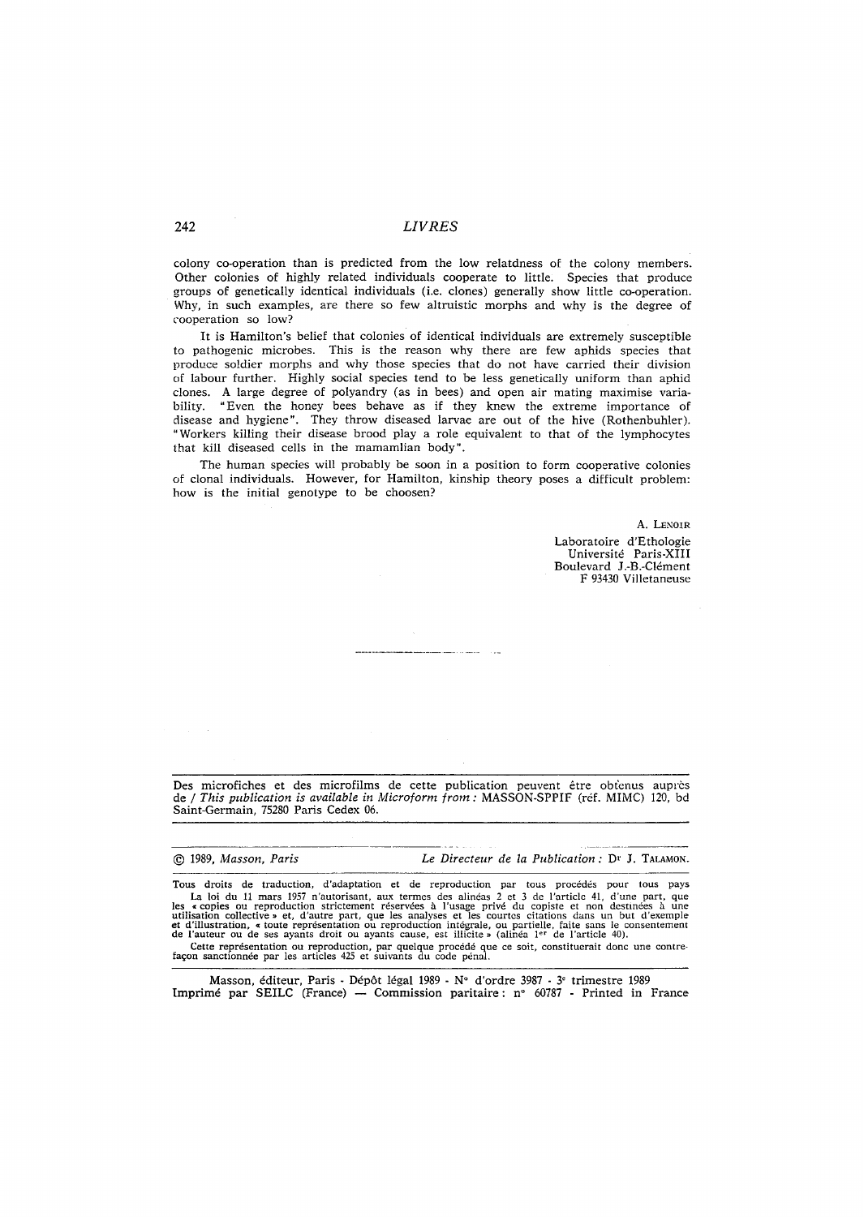colony co-operation than is predicted from the low relatdness of the colony members. Other colonies of highly related individuals cooperate to little. Species that produce groups of genetically identical individuals (i.e. clones) generally show little co-operation. Why, in such examples, are there so few altruistic morphs and why is the degree of cooperation so low?

It is Hamilton's belief that colonies of identical individuals are extremely susceptible to pathogenic microbes. This is the reason why there are few aphids species that produce soldier morphs and why those species that do not have carried their division of labour further. Highly social species tend to be less genetically uniform than aphid clones. A large degree of polyandry (as in bees) and open air mating maximise variability. "Even the honey bees behave as if they knew the extreme importance of disease and hygiene". They throw diseased larvae are out of the hive (Rothenbuhler). "Workers killing their disease brood play a role equivalent to that of the lymphocytes that kill diseased cells in the mamamlian body".

The human species will probably be soon in a position to form cooperative colonies of clonal individuals. However, for Hamilton, kinship theory poses a difficult problem: how is the initial genotype to be choosen?

A. Lenoir
Laboratoire d'Ethologie
Université Paris-XIII
Boulevard J.-B.-Clément
F 93430 Villetaneuse

---

Des microfiches et des microfilms de cette publication peuvent être obtenus auprès de / *This publication is available in Microform from :* MASSON-SPPIF (réf. MIMC) 120, bd Saint-Germain, 75280 Paris Cedex 06.

© 1989, *Masson, Paris* — *Le Directeur de la Publication :* Dr J. Talamon.

Tous droits de traduction, d'adaptation et de reproduction par tous procédés pour tous pays
La loi du 11 mars 1957 n'autorisant, aux termes des alinéas 2 et 3 de l'article 41, d'une part, que les « copies ou reproduction strictement réservées à l'usage privé du copiste et non destinées à une utilisation collective » et, d'autre part, que les analyses et les courtes citations dans un but d'exemple et d'illustration, « toute représentation ou reproduction intégrale, ou partielle, faite sans le consentement de l'auteur ou de ses ayants droit ou ayants cause, est illicite » (alinéa 1er de l'article 40).
Cette représentation ou reproduction, par quelque procédé que ce soit, constituerait donc une contrefaçon sanctionnée par les articles 425 et suivants du code pénal.

Masson, éditeur, Paris - Dépôt légal 1989 - N° d'ordre 3987 - 3e trimestre 1989
Imprimé par SEILC (France) — Commission paritaire : n° 60787 - Printed in France